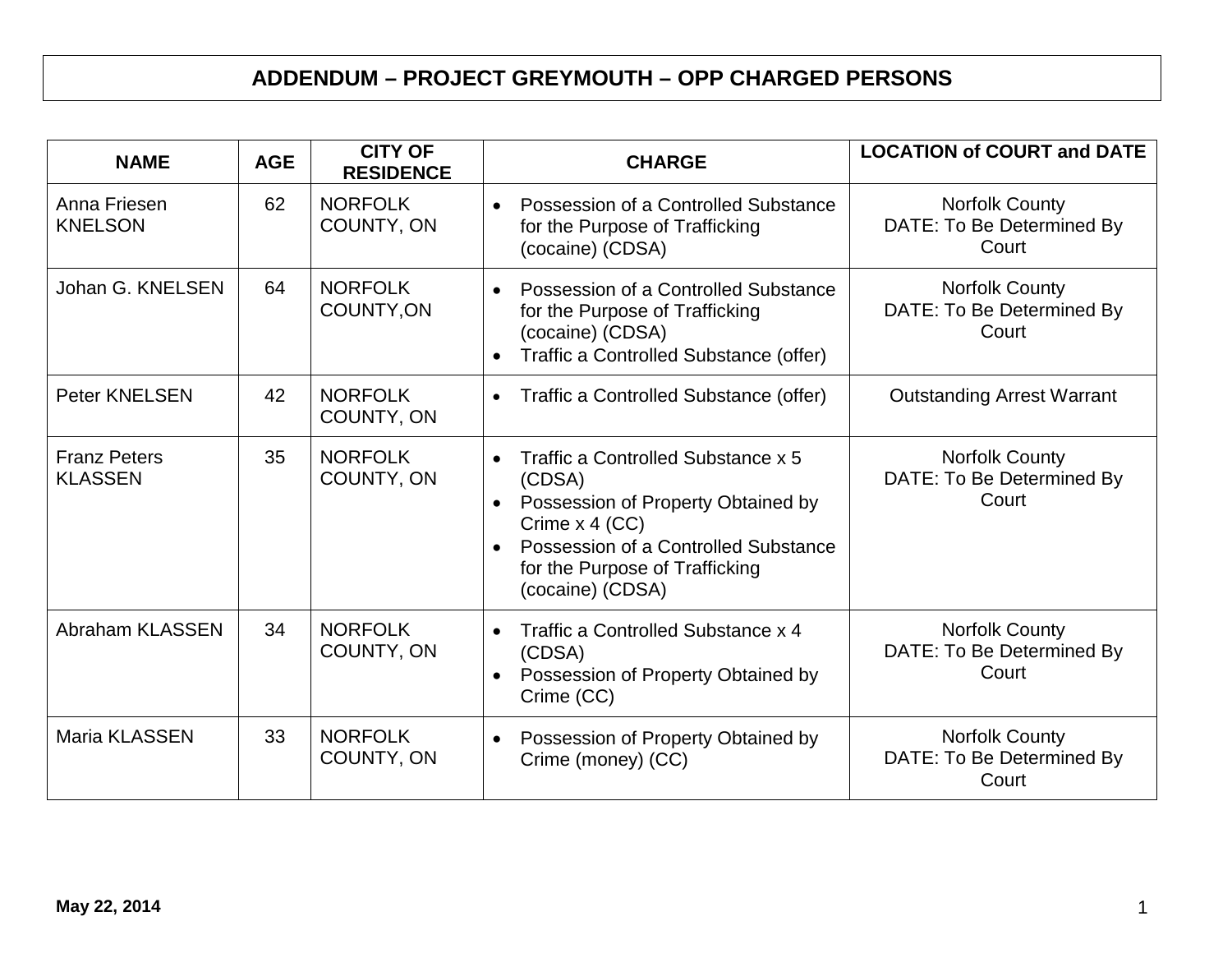# ADDENDUM – PROJECT GREYMOUTH – OPP CHARGED PERSONS

| NAME | AGE | CITY OF RESIDENCE | CHARGE | LOCATION of COURT and DATE |
|---|---|---|---|---|
| Anna Friesen KNELSON | 62 | NORFOLK COUNTY, ON | • Possession of a Controlled Substance for the Purpose of Trafficking (cocaine) (CDSA) | Norfolk County DATE: To Be Determined By Court |
| Johan G. KNELSEN | 64 | NORFOLK COUNTY,ON | • Possession of a Controlled Substance for the Purpose of Trafficking (cocaine) (CDSA) • Traffic a Controlled Substance (offer) | Norfolk County DATE: To Be Determined By Court |
| Peter KNELSEN | 42 | NORFOLK COUNTY, ON | • Traffic a Controlled Substance (offer) | Outstanding Arrest Warrant |
| Franz Peters KLASSEN | 35 | NORFOLK COUNTY, ON | • Traffic a Controlled Substance x 5 (CDSA) • Possession of Property Obtained by Crime x 4 (CC) • Possession of a Controlled Substance for the Purpose of Trafficking (cocaine) (CDSA) | Norfolk County DATE: To Be Determined By Court |
| Abraham KLASSEN | 34 | NORFOLK COUNTY, ON | • Traffic a Controlled Substance x 4 (CDSA) • Possession of Property Obtained by Crime (CC) | Norfolk County DATE: To Be Determined By Court |
| Maria KLASSEN | 33 | NORFOLK COUNTY, ON | • Possession of Property Obtained by Crime (money) (CC) | Norfolk County DATE: To Be Determined By Court |

**May 22, 2014**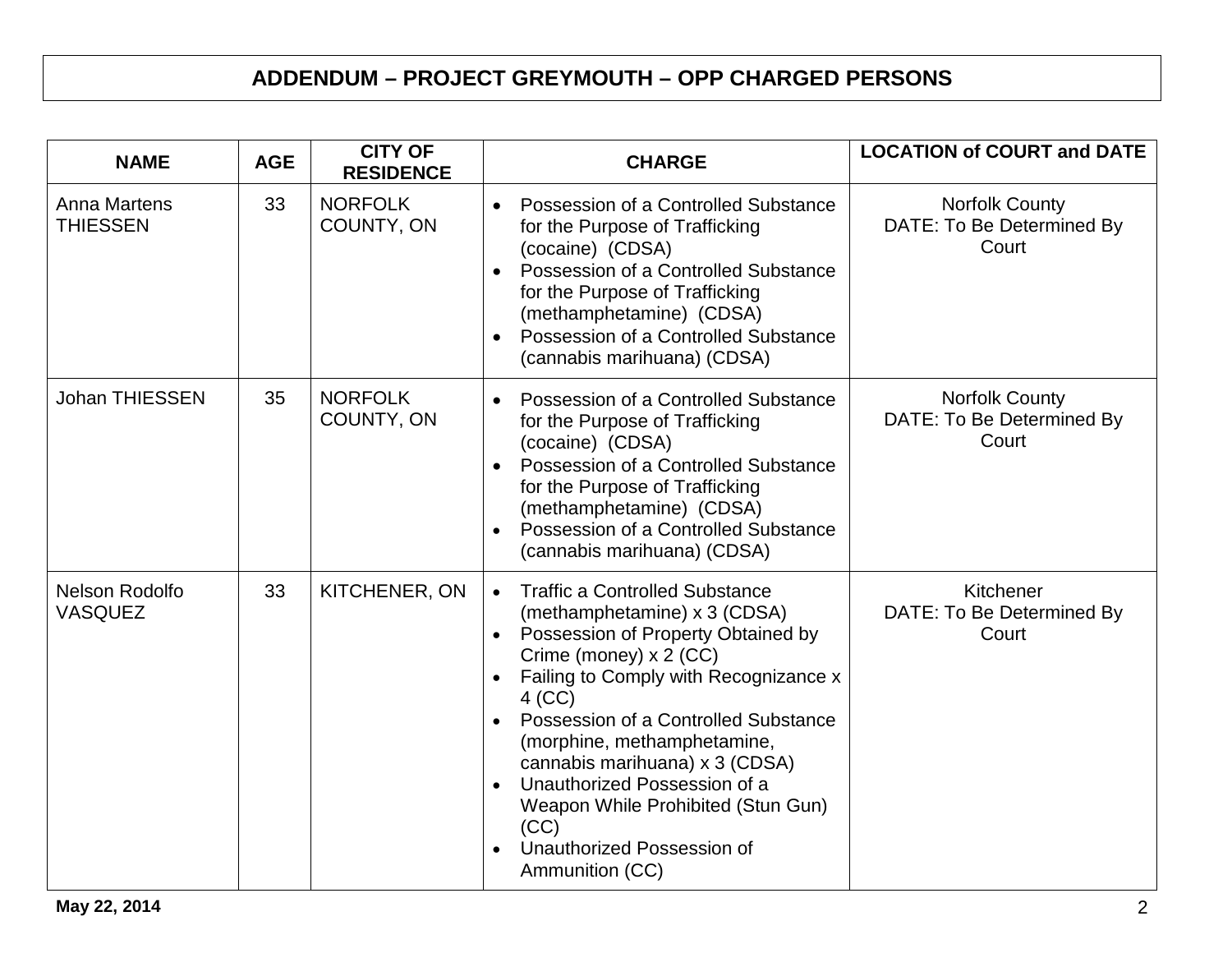# ADDENDUM – PROJECT GREYMOUTH – OPP CHARGED PERSONS

| NAME | AGE | CITY OF RESIDENCE | CHARGE | LOCATION of COURT and DATE |
|---|---|---|---|---|
| Anna Martens THIESSEN | 33 | NORFOLK COUNTY, ON | • Possession of a Controlled Substance for the Purpose of Trafficking (cocaine) (CDSA)<br>• Possession of a Controlled Substance for the Purpose of Trafficking (methamphetamine) (CDSA)<br>• Possession of a Controlled Substance (cannabis marihuana) (CDSA) | Norfolk County<br>DATE: To Be Determined By Court |
| Johan THIESSEN | 35 | NORFOLK COUNTY, ON | • Possession of a Controlled Substance for the Purpose of Trafficking (cocaine) (CDSA)<br>• Possession of a Controlled Substance for the Purpose of Trafficking (methamphetamine) (CDSA)<br>• Possession of a Controlled Substance (cannabis marihuana) (CDSA) | Norfolk County<br>DATE: To Be Determined By Court |
| Nelson Rodolfo VASQUEZ | 33 | KITCHENER, ON | • Traffic a Controlled Substance (methamphetamine) x 3 (CDSA)<br>• Possession of Property Obtained by Crime (money) x 2 (CC)<br>• Failing to Comply with Recognizance x 4 (CC)<br>• Possession of a Controlled Substance (morphine, methamphetamine, cannabis marihuana) x 3 (CDSA)<br>• Unauthorized Possession of a Weapon While Prohibited (Stun Gun) (CC)<br>• Unauthorized Possession of Ammunition (CC) | Kitchener<br>DATE: To Be Determined By Court |

**May 22, 2014**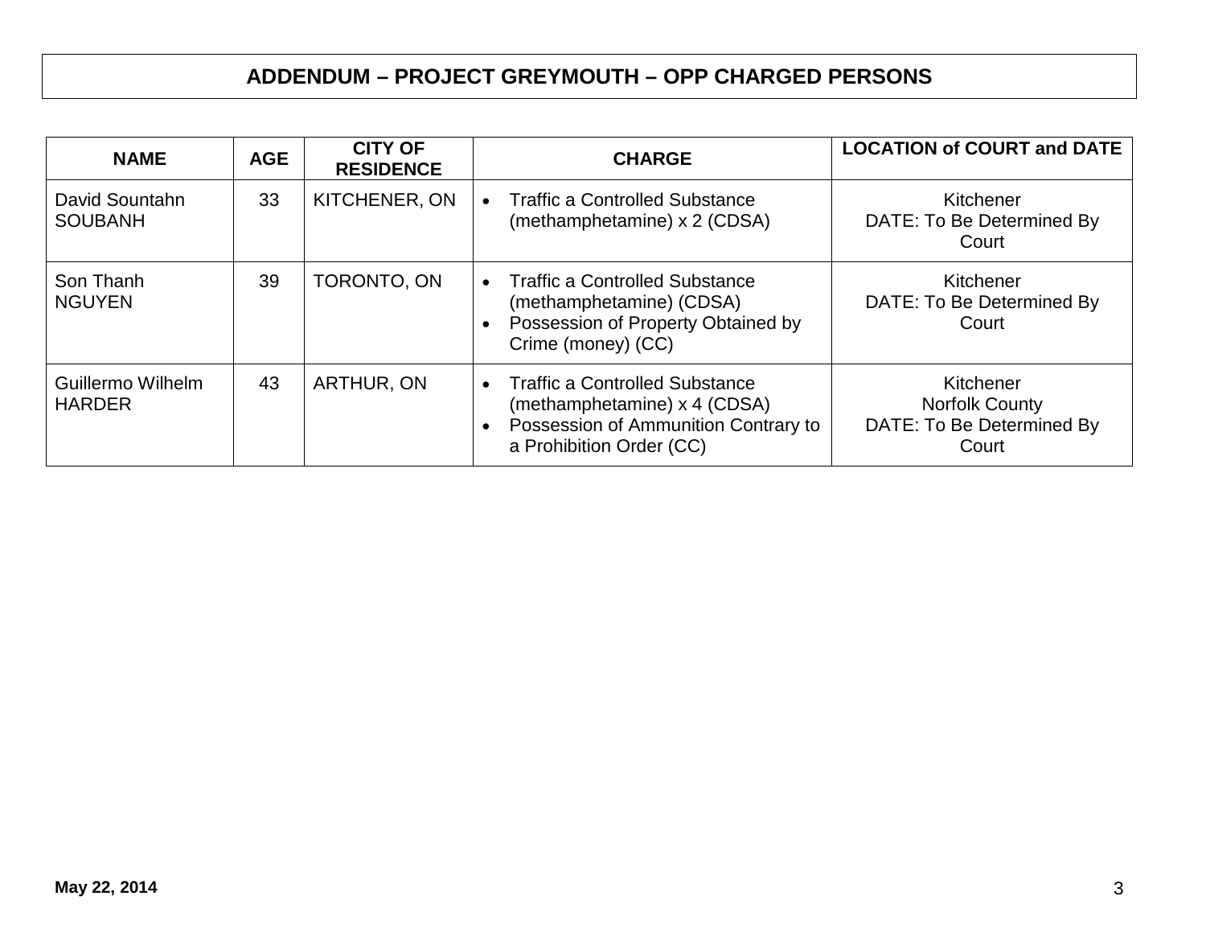## ADDENDUM – PROJECT GREYMOUTH – OPP CHARGED PERSONS

| NAME | AGE | CITY OF RESIDENCE | CHARGE | LOCATION of COURT and DATE |
|---|---|---|---|---|
| David Sountahn SOUBANH | 33 | KITCHENER, ON | • Traffic a Controlled Substance (methamphetamine) x 2 (CDSA) | Kitchener<br>DATE: To Be Determined By Court |
| Son Thanh NGUYEN | 39 | TORONTO, ON | • Traffic a Controlled Substance (methamphetamine) (CDSA)<br>• Possession of Property Obtained by Crime (money) (CC) | Kitchener<br>DATE: To Be Determined By Court |
| Guillermo Wilhelm HARDER | 43 | ARTHUR, ON | • Traffic a Controlled Substance (methamphetamine) x 4 (CDSA)<br>• Possession of Ammunition Contrary to a Prohibition Order (CC) | Kitchener<br>Norfolk County<br>DATE: To Be Determined By Court |

**May 22, 2014**